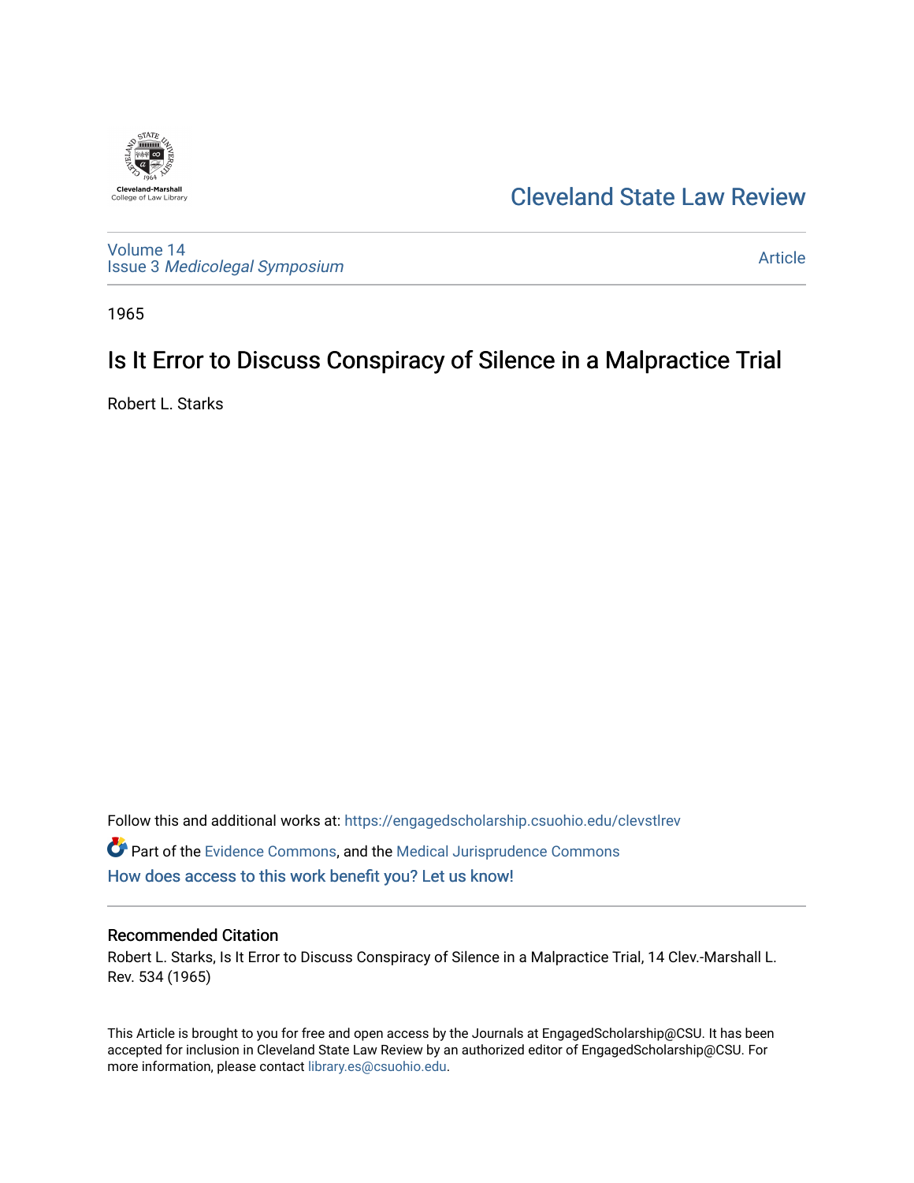Cleveland State Law Review

Volume 14
Issue 3 *Medicolegal Symposium*

Article

1965

# Is It Error to Discuss Conspiracy of Silence in a Malpractice Trial

Robert L. Starks

Follow this and additional works at: https://engagedscholarship.csuohio.edu/clevstlrev

Part of the Evidence Commons, and the Medical Jurisprudence Commons

How does access to this work benefit you? Let us know!

## Recommended Citation

Robert L. Starks, Is It Error to Discuss Conspiracy of Silence in a Malpractice Trial, 14 Clev.-Marshall L. Rev. 534 (1965)

This Article is brought to you for free and open access by the Journals at EngagedScholarship@CSU. It has been accepted for inclusion in Cleveland State Law Review by an authorized editor of EngagedScholarship@CSU. For more information, please contact library.es@csuohio.edu.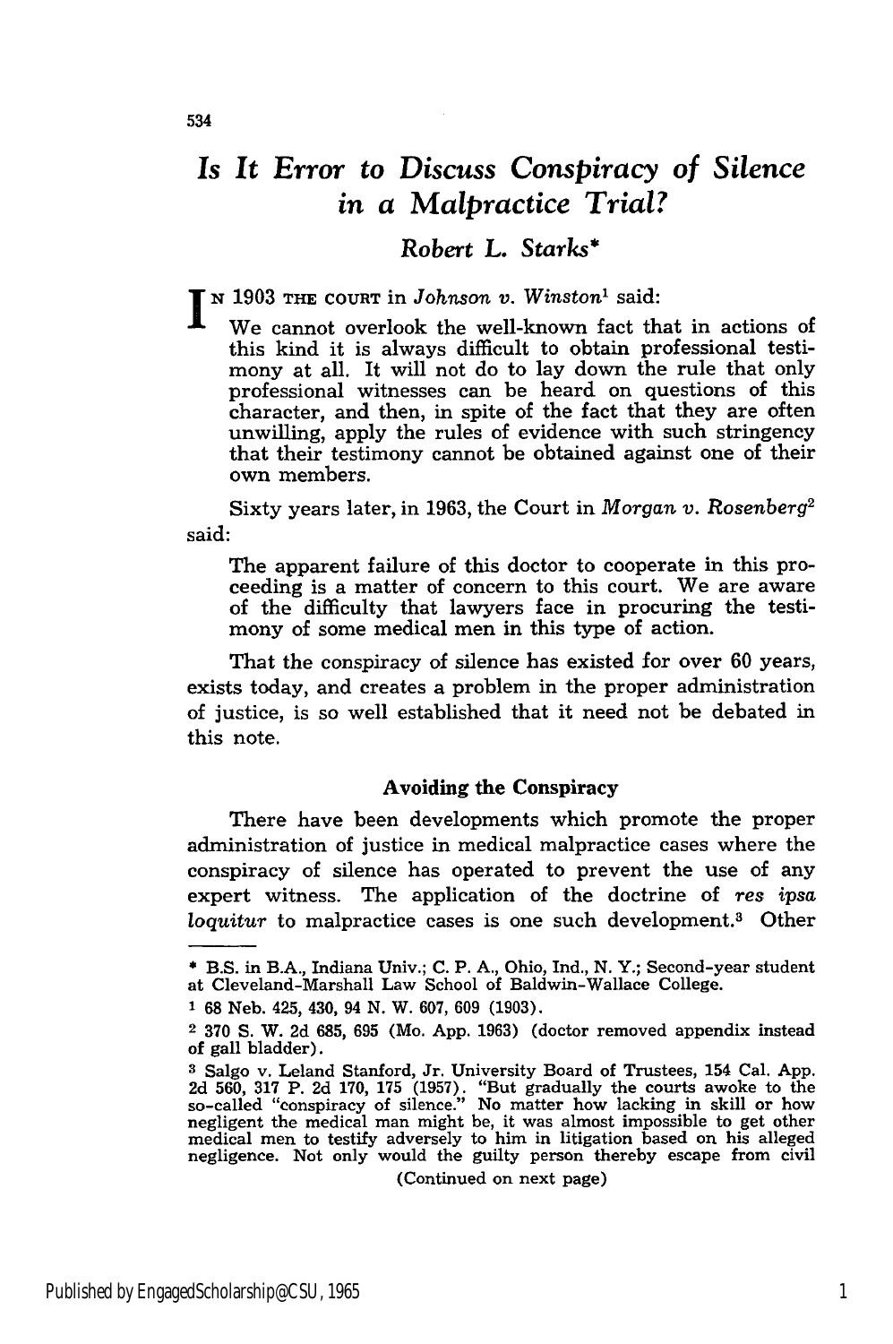# *Is It Error to Discuss Conspiracy of Silence in a Malpractice Trial?*

## *Robert L. Starks**

IN 1903 THE COURT in *Johnson v. Winston*[1] said:

> We cannot overlook the well-known fact that in actions of this kind it is always difficult to obtain professional testimony at all. It will not do to lay down the rule that only professional witnesses can be heard on questions of this character, and then, in spite of the fact that they are often unwilling, apply the rules of evidence with such stringency that their testimony cannot be obtained against one of their own members.

Sixty years later, in 1963, the Court in *Morgan v. Rosenberg*[2] said:

> The apparent failure of this doctor to cooperate in this proceeding is a matter of concern to this court. We are aware of the difficulty that lawyers face in procuring the testimony of some medical men in this type of action.

That the conspiracy of silence has existed for over 60 years, exists today, and creates a problem in the proper administration of justice, is so well established that it need not be debated in this note.

### Avoiding the Conspiracy

There have been developments which promote the proper administration of justice in medical malpractice cases where the conspiracy of silence has operated to prevent the use of any expert witness. The application of the doctrine of *res ipsa loquitur* to malpractice cases is one such development.[3] Other

---

* B.S. in B.A., Indiana Univ.; C. P. A., Ohio, Ind., N. Y.; Second-year student at Cleveland-Marshall Law School of Baldwin-Wallace College.

[1] 68 Neb. 425, 430, 94 N. W. 607, 609 (1903).

[2] 370 S. W. 2d 685, 695 (Mo. App. 1963) (doctor removed appendix instead of gall bladder).

[3] Salgo v. Leland Stanford, Jr. University Board of Trustees, 154 Cal. App. 2d 560, 317 P. 2d 170, 175 (1957). "But gradually the courts awoke to the so-called "conspiracy of silence." No matter how lacking in skill or how negligent the medical man might be, it was almost impossible to get other medical men to testify adversely to him in litigation based on his alleged negligence. Not only would the guilty person thereby escape from civil

(Continued on next page)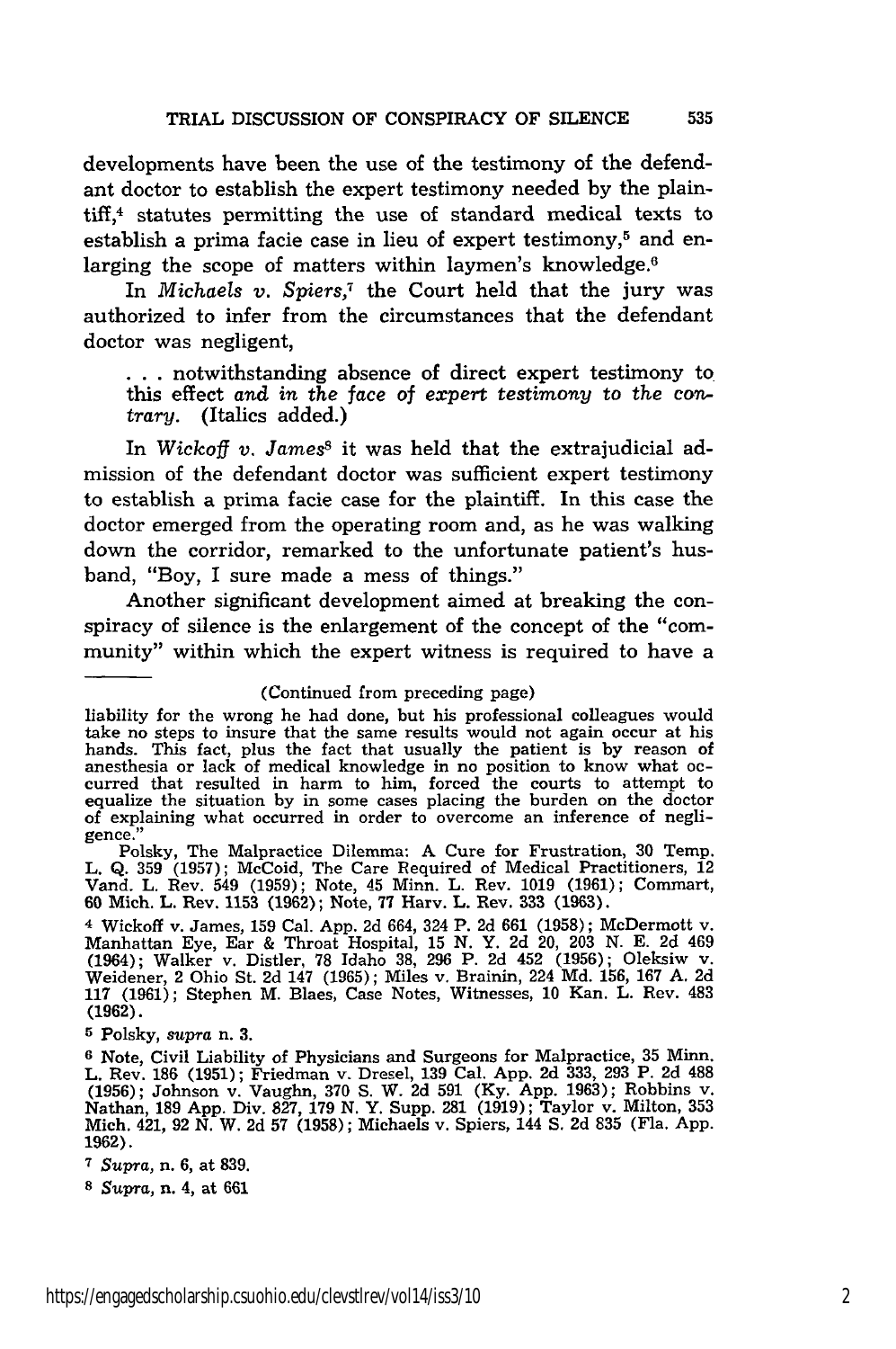developments have been the use of the testimony of the defendant doctor to establish the expert testimony needed by the plaintiff,[4] statutes permitting the use of standard medical texts to establish a prima facie case in lieu of expert testimony,[5] and enlarging the scope of matters within laymen's knowledge.[6]

In *Michaels v. Spiers*,[7] the Court held that the jury was authorized to infer from the circumstances that the defendant doctor was negligent,

> . . . notwithstanding absence of direct expert testimony to this effect *and in the face of expert testimony to the contrary.* (Italics added.)

In *Wickoff v. James*[8] it was held that the extrajudicial admission of the defendant doctor was sufficient expert testimony to establish a prima facie case for the plaintiff. In this case the doctor emerged from the operating room and, as he was walking down the corridor, remarked to the unfortunate patient's husband, "Boy, I sure made a mess of things."

Another significant development aimed at breaking the conspiracy of silence is the enlargement of the concept of the "community" within which the expert witness is required to have a

---

(Continued from preceding page)

liability for the wrong he had done, but his professional colleagues would take no steps to insure that the same results would not again occur at his hands. This fact, plus the fact that usually the patient is by reason of anesthesia or lack of medical knowledge in no position to know what occurred that resulted in harm to him, forced the courts to attempt to equalize the situation by in some cases placing the burden on the doctor of explaining what occurred in order to overcome an inference of negligence."

Polsky, The Malpractice Dilemma: A Cure for Frustration, 30 Temp. L. Q. 359 (1957); McCoid, The Care Required of Medical Practitioners, 12 Vand. L. Rev. 549 (1959); Note, 45 Minn. L. Rev. 1019 (1961); Commart, 60 Mich. L. Rev. 1153 (1962); Note, 77 Harv. L. Rev. 333 (1963).

[4] Wickoff v. James, 159 Cal. App. 2d 664, 324 P. 2d 661 (1958); McDermott v. Manhattan Eye, Ear & Throat Hospital, 15 N. Y. 2d 20, 203 N. E. 2d 469 (1964); Walker v. Distler, 78 Idaho 38, 296 P. 2d 452 (1956); Oleksiw v. Weidener, 2 Ohio St. 2d 147 (1965); Miles v. Brainin, 224 Md. 156, 167 A. 2d 117 (1961); Stephen M. Blaes, Case Notes, Witnesses, 10 Kan. L. Rev. 483 (1962).

[5] Polsky, *supra* n. 3.

[6] Note, Civil Liability of Physicians and Surgeons for Malpractice, 35 Minn. L. Rev. 186 (1951); Friedman v. Dresel, 139 Cal. App. 2d 333, 293 P. 2d 488 (1956); Johnson v. Vaughn, 370 S. W. 2d 591 (Ky. App. 1963); Robbins v. Nathan, 189 App. Div. 827, 179 N. Y. Supp. 281 (1919); Taylor v. Milton, 353 Mich. 421, 92 N. W. 2d 57 (1958); Michaels v. Spiers, 144 S. 2d 835 (Fla. App. 1962).

[7] *Supra*, n. 6, at 839.

[8] *Supra*, n. 4, at 661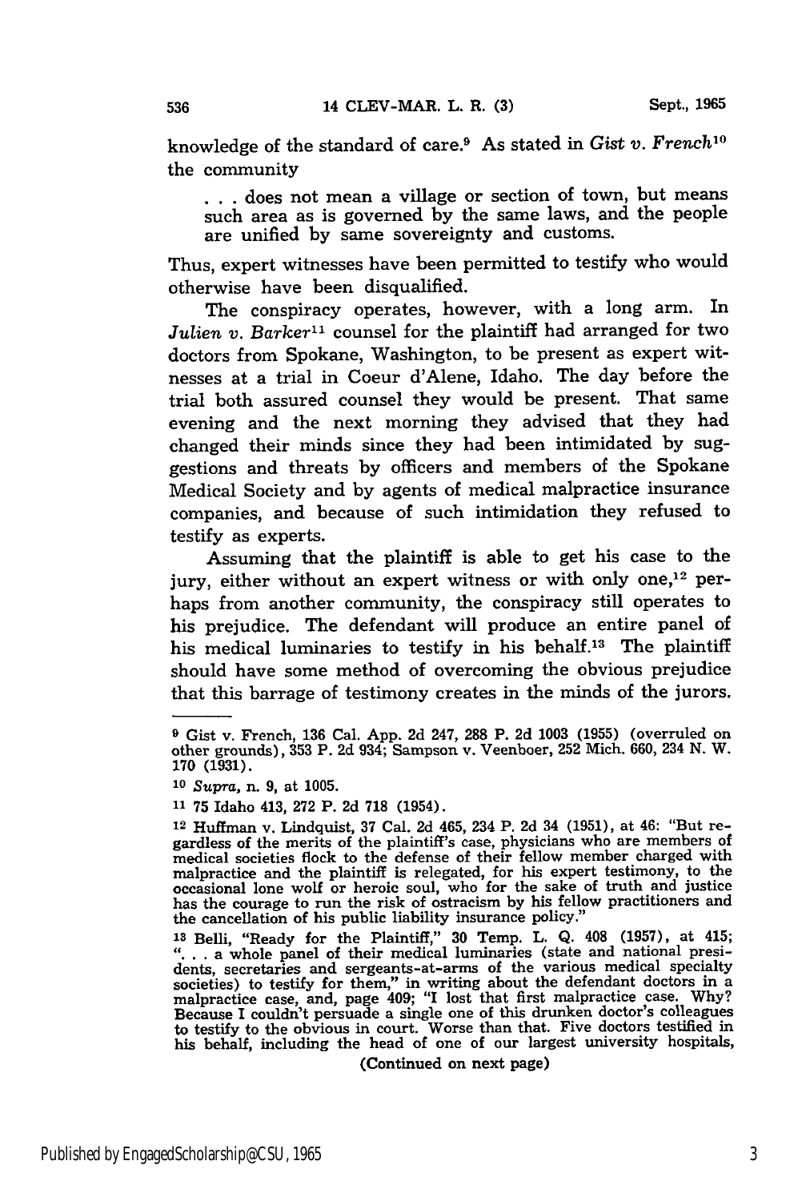knowledge of the standard of care.[9] As stated in *Gist v. French*[10] the community

> . . . does not mean a village or section of town, but means such area as is governed by the same laws, and the people are unified by same sovereignty and customs.

Thus, expert witnesses have been permitted to testify who would otherwise have been disqualified.

The conspiracy operates, however, with a long arm. In *Julien v. Barker*[11] counsel for the plaintiff had arranged for two doctors from Spokane, Washington, to be present as expert witnesses at a trial in Coeur d'Alene, Idaho. The day before the trial both assured counsel they would be present. That same evening and the next morning they advised that they had changed their minds since they had been intimidated by suggestions and threats by officers and members of the Spokane Medical Society and by agents of medical malpractice insurance companies, and because of such intimidation they refused to testify as experts.

Assuming that the plaintiff is able to get his case to the jury, either without an expert witness or with only one,[12] perhaps from another community, the conspiracy still operates to his prejudice. The defendant will produce an entire panel of his medical luminaries to testify in his behalf.[13] The plaintiff should have some method of overcoming the obvious prejudice that this barrage of testimony creates in the minds of the jurors.

---

[9] Gist v. French, 136 Cal. App. 2d 247, 288 P. 2d 1003 (1955) (overruled on other grounds), 353 P. 2d 934; Sampson v. Veenboer, 252 Mich. 660, 234 N. W. 170 (1931).

[10] *Supra*, n. 9, at 1005.

[11] 75 Idaho 413, 272 P. 2d 718 (1954).

[12] Huffman v. Lindquist, 37 Cal. 2d 465, 234 P. 2d 34 (1951), at 46: "But regardless of the merits of the plaintiff's case, physicians who are members of medical societies flock to the defense of their fellow member charged with malpractice and the plaintiff is relegated, for his expert testimony, to the occasional lone wolf or heroic soul, who for the sake of truth and justice has the courage to run the risk of ostracism by his fellow practitioners and the cancellation of his public liability insurance policy."

[13] Belli, "Ready for the Plaintiff," 30 Temp. L. Q. 408 (1957), at 415; ". . . a whole panel of their medical luminaries (state and national presidents, secretaries and sergeants-at-arms of the various medical specialty societies) to testify for them," in writing about the defendant doctors in a malpractice case, and, page 409; "I lost that first malpractice case. Why? Because I couldn't persuade a single one of this drunken doctor's colleagues to testify to the obvious in court. Worse than that. Five doctors testified in his behalf, including the head of one of our largest university hospitals,

(Continued on next page)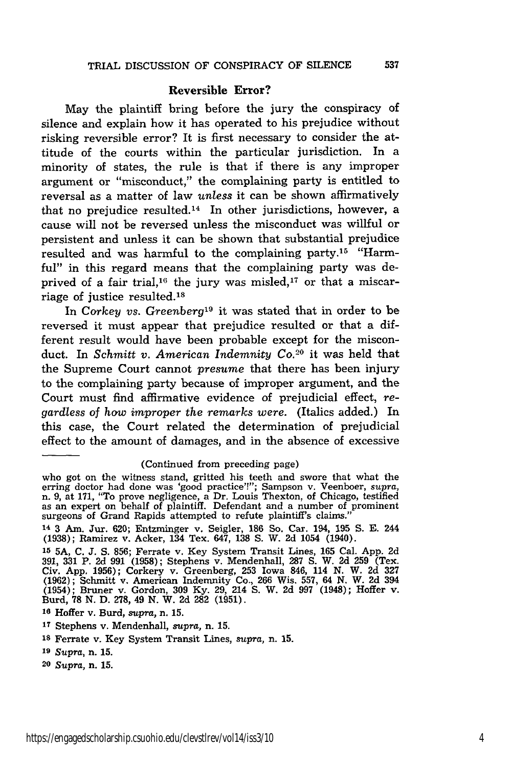## Reversible Error?

May the plaintiff bring before the jury the conspiracy of silence and explain how it has operated to his prejudice without risking reversible error? It is first necessary to consider the attitude of the courts within the particular jurisdiction. In a minority of states, the rule is that if there is any improper argument or "misconduct," the complaining party is entitled to reversal as a matter of law *unless* it can be shown affirmatively that no prejudice resulted.[14] In other jurisdictions, however, a cause will not be reversed unless the misconduct was willful or persistent and unless it can be shown that substantial prejudice resulted and was harmful to the complaining party.[15] "Harmful" in this regard means that the complaining party was deprived of a fair trial,[16] the jury was misled,[17] or that a miscarriage of justice resulted.[18]

In *Corkey vs. Greenberg*[19] it was stated that in order to be reversed it must appear that prejudice resulted or that a different result would have been probable except for the misconduct. In *Schmitt v. American Indemnity Co.*[20] it was held that the Supreme Court cannot *presume* that there has been injury to the complaining party because of improper argument, and the Court must find affirmative evidence of prejudicial effect, *regardless of how improper the remarks were.* (Italics added.) In this case, the Court related the determination of prejudicial effect to the amount of damages, and in the absence of excessive

---

(Continued from preceding page)

who got on the witness stand, gritted his teeth and swore that what the erring doctor had done was 'good practice'!"; Sampson v. Veenboer, *supra*, n. 9, at 171, "To prove negligence, a Dr. Louis Thexton, of Chicago, testified as an expert on behalf of plaintiff. Defendant and a number of prominent surgeons of Grand Rapids attempted to refute plaintiff's claims."

[14] 3 Am. Jur. 620; Entzminger v. Seigler, 186 So. Car. 194, 195 S. E. 244 (1938); Ramirez v. Acker, 134 Tex. 647, 138 S. W. 2d 1054 (1940).

[15] 5A, C. J. S. 856; Ferrate v. Key System Transit Lines, 165 Cal. App. 2d 391, 331 P. 2d 991 (1958); Stephens v. Mendenhall, 287 S. W. 2d 259 (Tex. Civ. App. 1956); Corkery v. Greenberg, 253 Iowa 846, 114 N. W. 2d 327 (1962); Schmitt v. American Indemnity Co., 266 Wis. 557, 64 N. W. 2d 394 (1954); Bruner v. Gordon, 309 Ky. 29, 214 S. W. 2d 997 (1948); Hoffer v. Burd, 78 N. D. 278, 49 N. W. 2d 282 (1951).

[16] Hoffer v. Burd, *supra*, n. 15.

[17] Stephens v. Mendenhall, *supra*, n. 15.

[18] Ferrate v. Key System Transit Lines, *supra*, n. 15.

[19] *Supra*, n. 15.

[20] *Supra*, n. 15.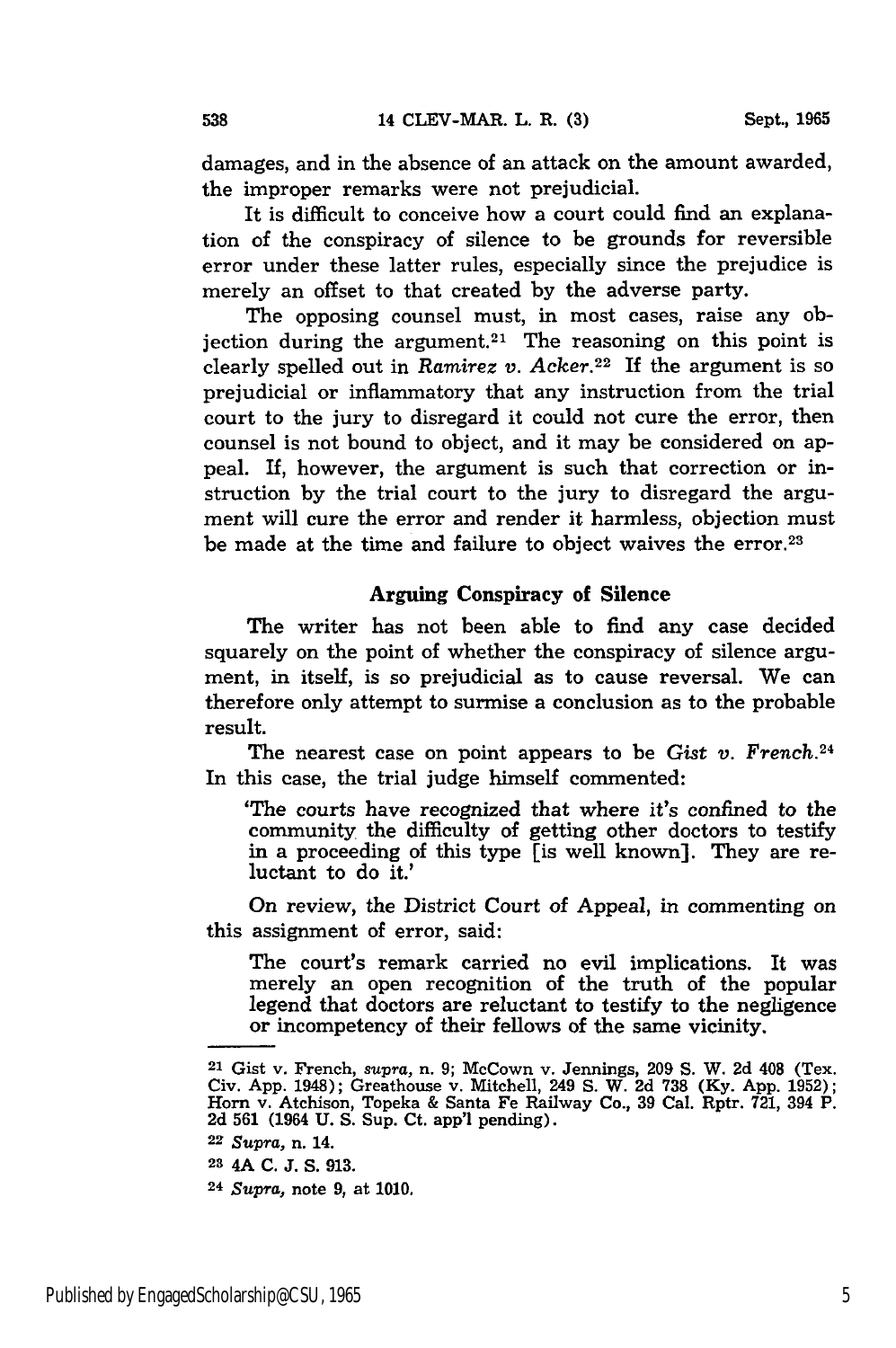damages, and in the absence of an attack on the amount awarded, the improper remarks were not prejudicial.

It is difficult to conceive how a court could find an explanation of the conspiracy of silence to be grounds for reversible error under these latter rules, especially since the prejudice is merely an offset to that created by the adverse party.

The opposing counsel must, in most cases, raise any objection during the argument.[21] The reasoning on this point is clearly spelled out in *Ramirez v. Acker*.[22] If the argument is so prejudicial or inflammatory that any instruction from the trial court to the jury to disregard it could not cure the error, then counsel is not bound to object, and it may be considered on appeal. If, however, the argument is such that correction or instruction by the trial court to the jury to disregard the argument will cure the error and render it harmless, objection must be made at the time and failure to object waives the error.[23]

### Arguing Conspiracy of Silence

The writer has not been able to find any case decided squarely on the point of whether the conspiracy of silence argument, in itself, is so prejudicial as to cause reversal. We can therefore only attempt to surmise a conclusion as to the probable result.

The nearest case on point appears to be *Gist v. French*.[24] In this case, the trial judge himself commented:

> 'The courts have recognized that where it's confined to the community the difficulty of getting other doctors to testify in a proceeding of this type [is well known]. They are reluctant to do it.'

On review, the District Court of Appeal, in commenting on this assignment of error, said:

> The court's remark carried no evil implications. It was merely an open recognition of the truth of the popular legend that doctors are reluctant to testify to the negligence or incompetency of their fellows of the same vicinity.

---

[21] Gist v. French, *supra*, n. 9; McCown v. Jennings, 209 S. W. 2d 408 (Tex. Civ. App. 1948); Greathouse v. Mitchell, 249 S. W. 2d 738 (Ky. App. 1952); Horn v. Atchison, Topeka & Santa Fe Railway Co., 39 Cal. Rptr. 721, 394 P. 2d 561 (1964 U. S. Sup. Ct. app'l pending).

[22] *Supra*, n. 14.

[23] 4A C. J. S. 913.

[24] *Supra*, note 9, at 1010.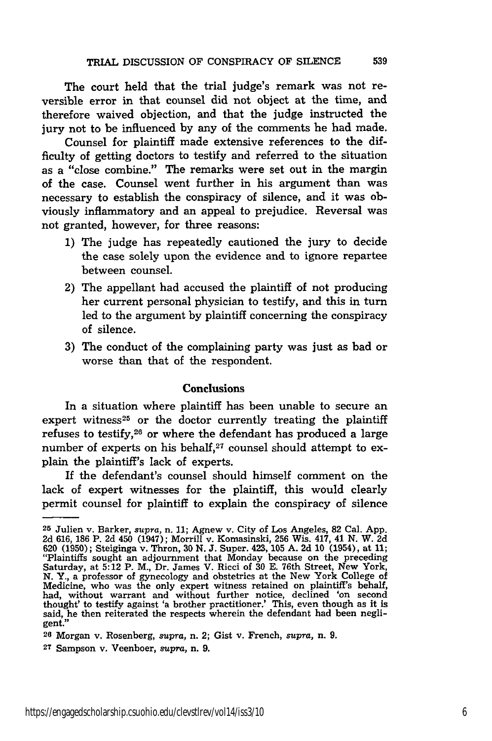The court held that the trial judge's remark was not reversible error in that counsel did not object at the time, and therefore waived objection, and that the judge instructed the jury not to be influenced by any of the comments he had made.

Counsel for plaintiff made extensive references to the difficulty of getting doctors to testify and referred to the situation as a "close combine." The remarks were set out in the margin of the case. Counsel went further in his argument than was necessary to establish the conspiracy of silence, and it was obviously inflammatory and an appeal to prejudice. Reversal was not granted, however, for three reasons:

1) The judge has repeatedly cautioned the jury to decide the case solely upon the evidence and to ignore repartee between counsel.
2) The appellant had accused the plaintiff of not producing her current personal physician to testify, and this in turn led to the argument by plaintiff concerning the conspiracy of silence.
3) The conduct of the complaining party was just as bad or worse than that of the respondent.

## Conclusions

In a situation where plaintiff has been unable to secure an expert witness[25] or the doctor currently treating the plaintiff refuses to testify,[26] or where the defendant has produced a large number of experts on his behalf,[27] counsel should attempt to explain the plaintiff's lack of experts.

If the defendant's counsel should himself comment on the lack of expert witnesses for the plaintiff, this would clearly permit counsel for plaintiff to explain the conspiracy of silence

---

[25] Julien v. Barker, *supra*, n. 11; Agnew v. City of Los Angeles, 82 Cal. App. 2d 616, 186 P. 2d 450 (1947); Morrill v. Komasinski, 256 Wis. 417, 41 N. W. 2d 620 (1950); Steiginga v. Thron, 30 N. J. Super. 423, 105 A. 2d 10 (1954), at 11; "Plaintiffs sought an adjournment that Monday because on the preceding Saturday, at 5:12 P. M., Dr. James V. Ricci of 30 E. 76th Street, New York, N. Y., a professor of gynecology and obstetrics at the New York College of Medicine, who was the only expert witness retained on plaintiff's behalf, had, without warrant and without further notice, declined 'on second thought' to testify against 'a brother practitioner.' This, even though as it is said, he then reiterated the respects wherein the defendant had been negligent."

[26] Morgan v. Rosenberg, *supra*, n. 2; Gist v. French, *supra*, n. 9.

[27] Sampson v. Veenboer, *supra*, n. 9.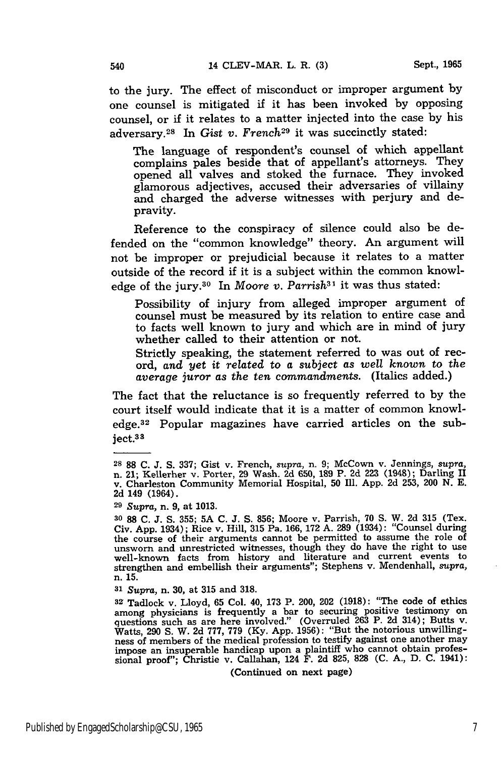to the jury. The effect of misconduct or improper argument by one counsel is mitigated if it has been invoked by opposing counsel, or if it relates to a matter injected into the case by his adversary.[28] In *Gist v. French*[29] it was succinctly stated:

> The language of respondent's counsel of which appellant complains pales beside that of appellant's attorneys. They opened all valves and stoked the furnace. They invoked glamorous adjectives, accused their adversaries of villainy and charged the adverse witnesses with perjury and depravity.

Reference to the conspiracy of silence could also be defended on the "common knowledge" theory. An argument will not be improper or prejudicial because it relates to a matter outside of the record if it is a subject within the common knowledge of the jury.[30] In *Moore v. Parrish*[31] it was thus stated:

> Possibility of injury from alleged improper argument of counsel must be measured by its relation to entire case and to facts well known to jury and which are in mind of jury whether called to their attention or not.
>
> Strictly speaking, the statement referred to was out of record, *and yet it related to a subject as well known to the average juror as the ten commandments.* (Italics added.)

The fact that the reluctance is so frequently referred to by the court itself would indicate that it is a matter of common knowledge.[32] Popular magazines have carried articles on the subject.[33]

---

[28] 88 C. J. S. 337; Gist v. French, *supra*, n. 9; McCown v. Jennings, *supra*, n. 21; Kellerher v. Porter, 29 Wash. 2d 650, 189 P. 2d 223 (1948); Darling II v. Charleston Community Memorial Hospital, 50 Ill. App. 2d 253, 200 N. E. 2d 149 (1964).

[29] *Supra*, n. 9, at 1013.

[30] 88 C. J. S. 355; 5A C. J. S. 856; Moore v. Parrish, 70 S. W. 2d 315 (Tex. Civ. App. 1934); Rice v. Hill, 315 Pa. 166, 172 A. 289 (1934): "Counsel during the course of their arguments cannot be permitted to assume the role of unsworn and unrestricted witnesses, though they do have the right to use well-known facts from history and literature and current events to strengthen and embellish their arguments"; Stephens v. Mendenhall, *supra*, n. 15.

[31] *Supra*, n. 30, at 315 and 318.

[32] Tadlock v. Lloyd, 65 Col. 40, 173 P. 200, 202 (1918): "The code of ethics among physicians is frequently a bar to securing positive testimony on questions such as are here involved." (Overruled 263 P. 2d 314); Butts v. Watts, 290 S. W. 2d 777, 779 (Ky. App. 1956): "But the notorious unwillingness of members of the medical profession to testify against one another may impose an insuperable handicap upon a plaintiff who cannot obtain professional proof"; Christie v. Callahan, 124 F. 2d 825, 828 (C. A., D. C. 1941):

(Continued on next page)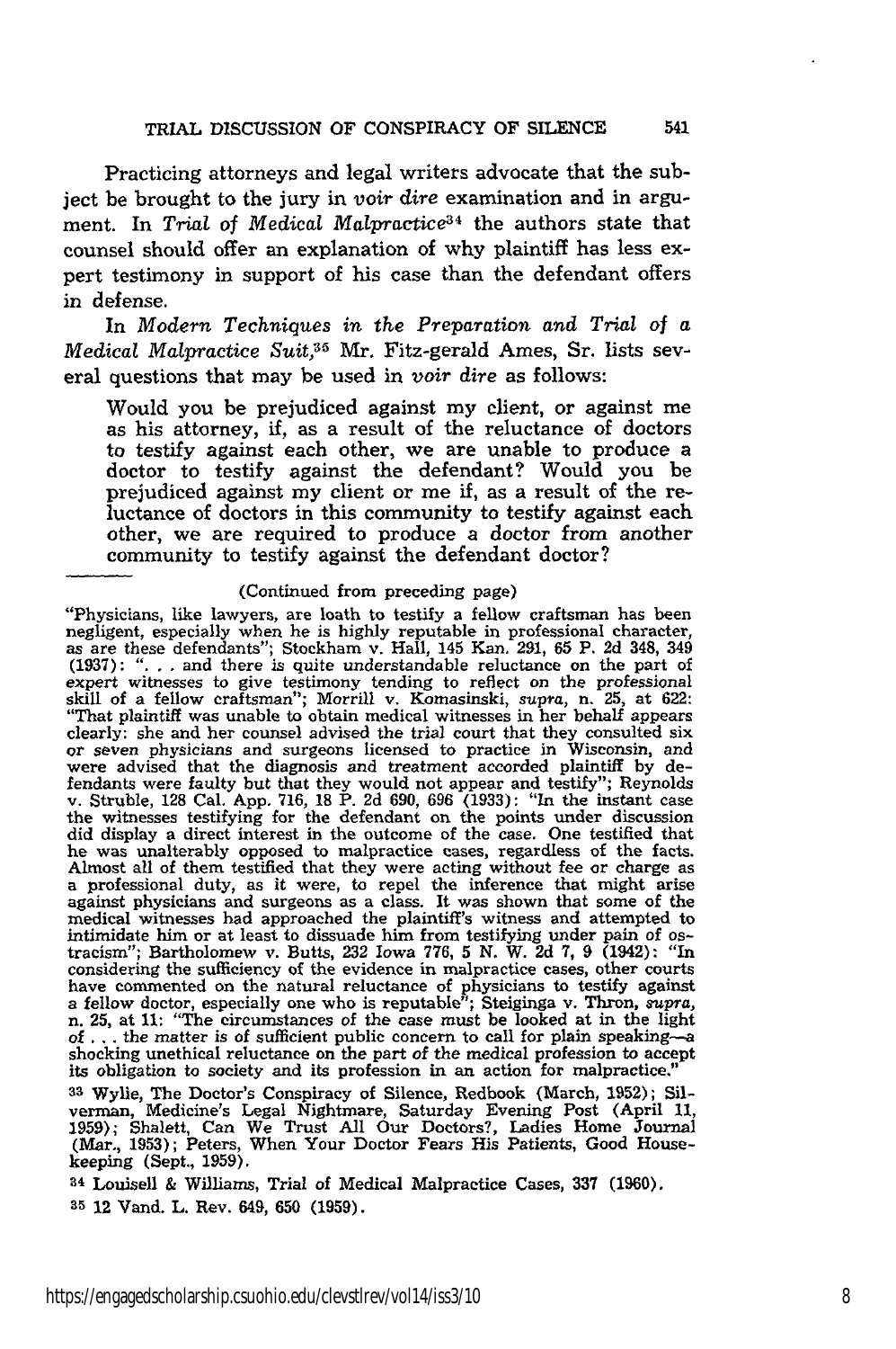Practicing attorneys and legal writers advocate that the subject be brought to the jury in *voir dire* examination and in argument. In *Trial of Medical Malpractice*[34] the authors state that counsel should offer an explanation of why plaintiff has less expert testimony in support of his case than the defendant offers in defense.

In *Modern Techniques in the Preparation and Trial of a Medical Malpractice Suit,*[35] Mr. Fitz-gerald Ames, Sr. lists several questions that may be used in *voir dire* as follows:

> Would you be prejudiced against my client, or against me as his attorney, if, as a result of the reluctance of doctors to testify against each other, we are unable to produce a doctor to testify against the defendant? Would you be prejudiced against my client or me if, as a result of the reluctance of doctors in this community to testify against each other, we are required to produce a doctor from another community to testify against the defendant doctor?

---

(Continued from preceding page)

"Physicians, like lawyers, are loath to testify a fellow craftsman has been negligent, especially when he is highly reputable in professional character, as are these defendants"; Stockham v. Hall, 145 Kan. 291, 65 P. 2d 348, 349 (1937): ". . . and there is quite understandable reluctance on the part of expert witnesses to give testimony tending to reflect on the professional skill of a fellow craftsman"; Morrill v. Komasinski, *supra*, n. 25, at 622: "That plaintiff was unable to obtain medical witnesses in her behalf appears clearly: she and her counsel advised the trial court that they consulted six or seven physicians and surgeons licensed to practice in Wisconsin, and were advised that the diagnosis and treatment accorded plaintiff by defendants were faulty but that they would not appear and testify"; Reynolds v. Struble, 128 Cal. App. 716, 18 P. 2d 690, 696 (1933): "In the instant case the witnesses testifying for the defendant on the points under discussion did display a direct interest in the outcome of the case. One testified that he was unalterably opposed to malpractice cases, regardless of the facts. Almost all of them testified that they were acting without fee or charge as a professional duty, as it were, to repel the inference that might arise against physicians and surgeons as a class. It was shown that some of the medical witnesses had approached the plaintiff's witness and attempted to intimidate him or at least to dissuade him from testifying under pain of ostracism"; Bartholomew v. Butts, 232 Iowa 776, 5 N. W. 2d 7, 9 (1942): "In considering the sufficiency of the evidence in malpractice cases, other courts have commented on the natural reluctance of physicians to testify against a fellow doctor, especially one who is reputable"; Steiginga v. Thron, *supra*, n. 25, at 11: "The circumstances of the case must be looked at in the light of . . . the matter is of sufficient public concern to call for plain speaking—a shocking unethical reluctance on the part of the medical profession to accept its obligation to society and its profession in an action for malpractice."

[33] Wylie, The Doctor's Conspiracy of Silence, Redbook (March, 1952); Silverman, Medicine's Legal Nightmare, Saturday Evening Post (April 11, 1959); Shalett, Can We Trust All Our Doctors?, Ladies Home Journal (Mar., 1953); Peters, When Your Doctor Fears His Patients, Good Housekeeping (Sept., 1959).

[34] Louisell & Williams, Trial of Medical Malpractice Cases, 337 (1960).

[35] 12 Vand. L. Rev. 649, 650 (1959).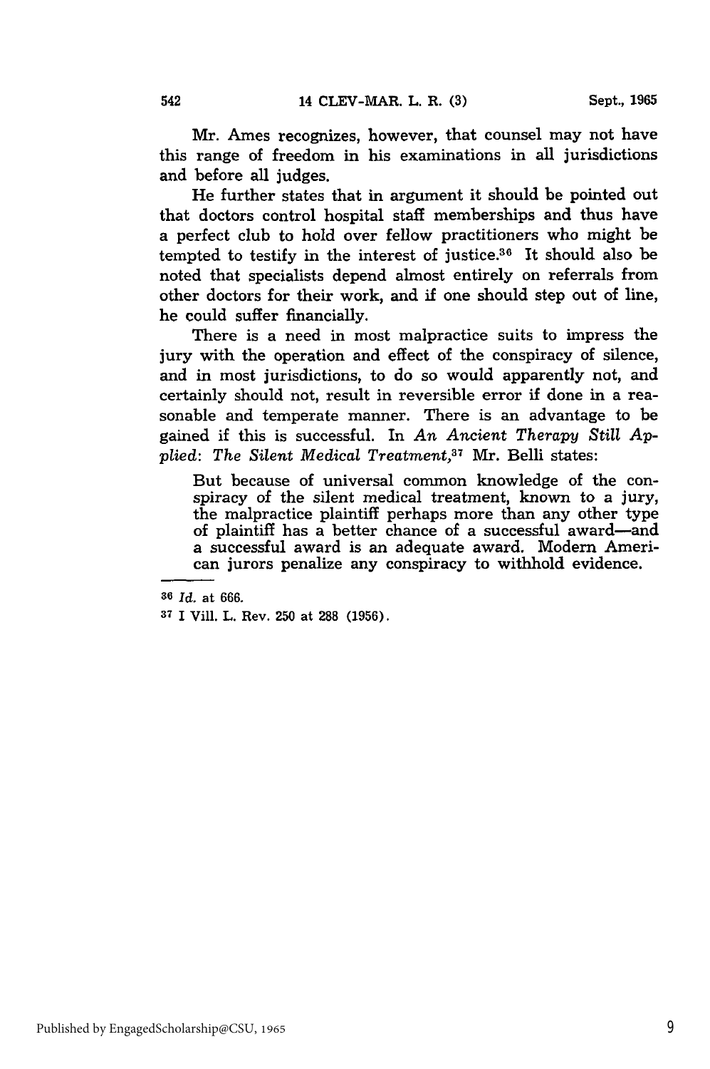Mr. Ames recognizes, however, that counsel may not have this range of freedom in his examinations in all jurisdictions and before all judges.

He further states that in argument it should be pointed out that doctors control hospital staff memberships and thus have a perfect club to hold over fellow practitioners who might be tempted to testify in the interest of justice.[36] It should also be noted that specialists depend almost entirely on referrals from other doctors for their work, and if one should step out of line, he could suffer financially.

There is a need in most malpractice suits to impress the jury with the operation and effect of the conspiracy of silence, and in most jurisdictions, to do so would apparently not, and certainly should not, result in reversible error if done in a reasonable and temperate manner. There is an advantage to be gained if this is successful. In *An Ancient Therapy Still Applied: The Silent Medical Treatment,*[37] Mr. Belli states:

> But because of universal common knowledge of the conspiracy of the silent medical treatment, known to a jury, the malpractice plaintiff perhaps more than any other type of plaintiff has a better chance of a successful award—and a successful award is an adequate award. Modern American jurors penalize any conspiracy to withhold evidence.

---

[36] *Id.* at 666.

[37] I Vill. L. Rev. 250 at 288 (1956).